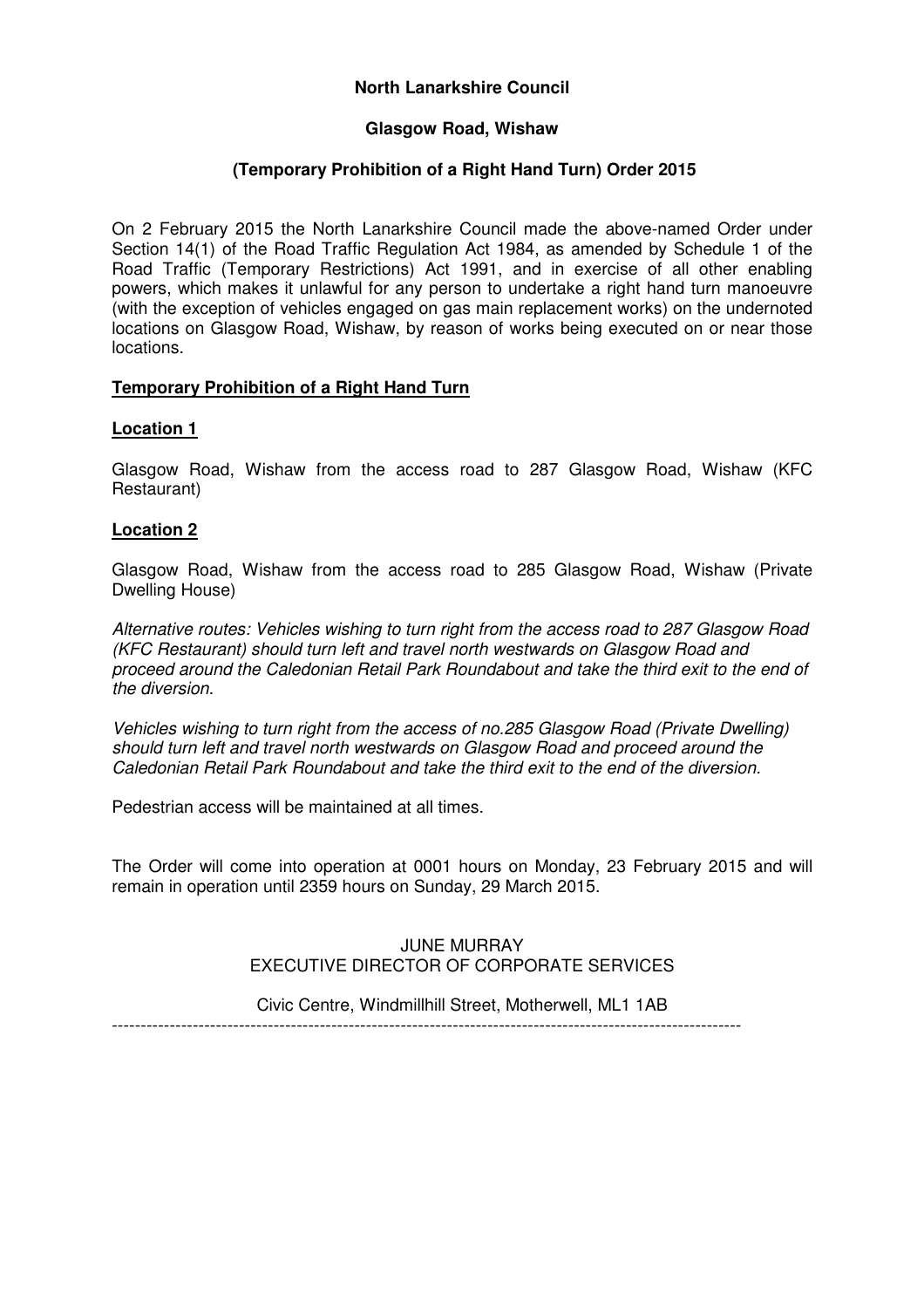**North Lanarkshire Council**

**Glasgow Road, Wishaw**

**(Temporary Prohibition of a Right Hand Turn) Order 2015**

On 2 February 2015 the North Lanarkshire Council made the above-named Order under Section 14(1) of the Road Traffic Regulation Act 1984, as amended by Schedule 1 of the Road Traffic (Temporary Restrictions) Act 1991, and in exercise of all other enabling powers, which makes it unlawful for any person to undertake a right hand turn manoeuvre (with the exception of vehicles engaged on gas main replacement works) on the undernoted locations on Glasgow Road, Wishaw, by reason of works being executed on or near those locations.

**Temporary Prohibition of a Right Hand Turn**

**Location 1**

Glasgow Road, Wishaw from the access road to 287 Glasgow Road, Wishaw (KFC Restaurant)

**Location 2**

Glasgow Road, Wishaw from the access road to 285 Glasgow Road, Wishaw (Private Dwelling House)

*Alternative routes: Vehicles wishing to turn right from the access road to 287 Glasgow Road (KFC Restaurant) should turn left and travel north westwards on Glasgow Road and proceed around the Caledonian Retail Park Roundabout and take the third exit to the end of the diversion.*

*Vehicles wishing to turn right from the access of no.285 Glasgow Road (Private Dwelling) should turn left and travel north westwards on Glasgow Road and proceed around the Caledonian Retail Park Roundabout and take the third exit to the end of the diversion.*

Pedestrian access will be maintained at all times.

The Order will come into operation at 0001 hours on Monday, 23 February 2015 and will remain in operation until 2359 hours on Sunday, 29 March 2015.

JUNE MURRAY
EXECUTIVE DIRECTOR OF CORPORATE SERVICES

Civic Centre, Windmillhill Street, Motherwell, ML1 1AB

---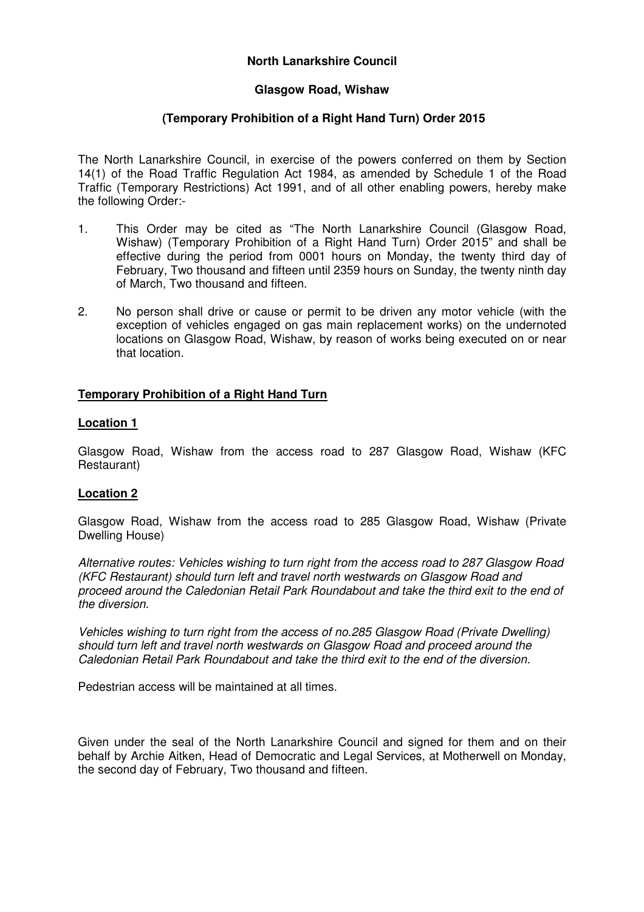**North Lanarkshire Council**

**Glasgow Road, Wishaw**

**(Temporary Prohibition of a Right Hand Turn) Order 2015**

The North Lanarkshire Council, in exercise of the powers conferred on them by Section 14(1) of the Road Traffic Regulation Act 1984, as amended by Schedule 1 of the Road Traffic (Temporary Restrictions) Act 1991, and of all other enabling powers, hereby make the following Order:-

1. This Order may be cited as "The North Lanarkshire Council (Glasgow Road, Wishaw) (Temporary Prohibition of a Right Hand Turn) Order 2015" and shall be effective during the period from 0001 hours on Monday, the twenty third day of February, Two thousand and fifteen until 2359 hours on Sunday, the twenty ninth day of March, Two thousand and fifteen.

2. No person shall drive or cause or permit to be driven any motor vehicle (with the exception of vehicles engaged on gas main replacement works) on the undernoted locations on Glasgow Road, Wishaw, by reason of works being executed on or near that location.

**Temporary Prohibition of a Right Hand Turn**

**Location 1**

Glasgow Road, Wishaw from the access road to 287 Glasgow Road, Wishaw (KFC Restaurant)

**Location 2**

Glasgow Road, Wishaw from the access road to 285 Glasgow Road, Wishaw (Private Dwelling House)

*Alternative routes: Vehicles wishing to turn right from the access road to 287 Glasgow Road (KFC Restaurant) should turn left and travel north westwards on Glasgow Road and proceed around the Caledonian Retail Park Roundabout and take the third exit to the end of the diversion.*

*Vehicles wishing to turn right from the access of no.285 Glasgow Road (Private Dwelling) should turn left and travel north westwards on Glasgow Road and proceed around the Caledonian Retail Park Roundabout and take the third exit to the end of the diversion.*

Pedestrian access will be maintained at all times.

Given under the seal of the North Lanarkshire Council and signed for them and on their behalf by Archie Aitken, Head of Democratic and Legal Services, at Motherwell on Monday, the second day of February, Two thousand and fifteen.